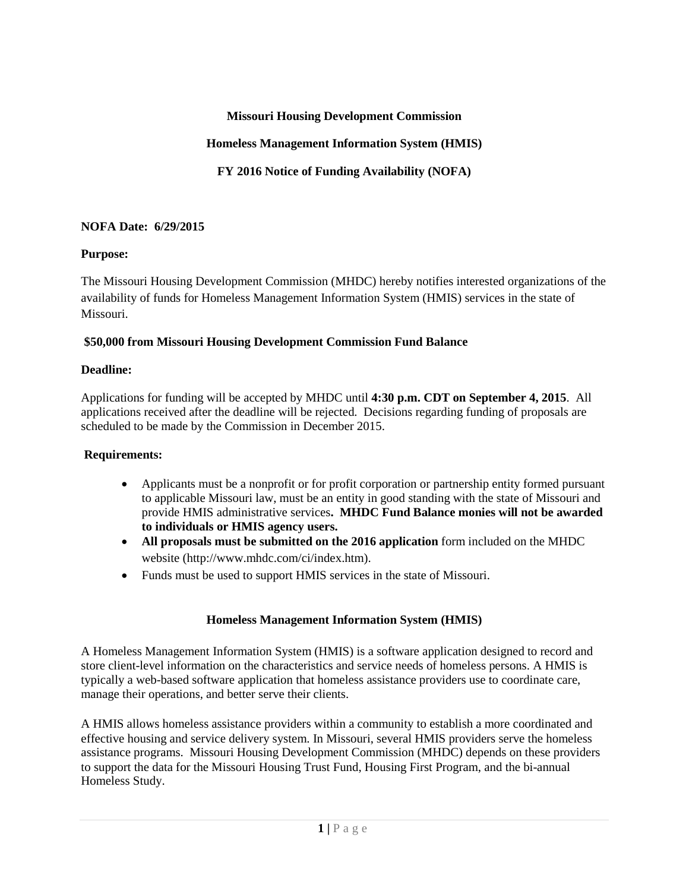# Missouri Housing Development Commission

## Homeless Management Information System (HMIS)

## FY 2016 Notice of Funding Availability (NOFA)

**NOFA Date: 6/29/2015**

**Purpose:**

The Missouri Housing Development Commission (MHDC) hereby notifies interested organizations of the availability of funds for Homeless Management Information System (HMIS) services in the state of Missouri.

**$50,000 from Missouri Housing Development Commission Fund Balance**

**Deadline:**

Applications for funding will be accepted by MHDC until **4:30 p.m. CDT on September 4, 2015**. All applications received after the deadline will be rejected. Decisions regarding funding of proposals are scheduled to be made by the Commission in December 2015.

**Requirements:**

- Applicants must be a nonprofit or for profit corporation or partnership entity formed pursuant to applicable Missouri law, must be an entity in good standing with the state of Missouri and provide HMIS administrative services**. MHDC Fund Balance monies will not be awarded to individuals or HMIS agency users.**
- **All proposals must be submitted on the 2016 application** form included on the MHDC website (http://www.mhdc.com/ci/index.htm).
- Funds must be used to support HMIS services in the state of Missouri.

## Homeless Management Information System (HMIS)

A Homeless Management Information System (HMIS) is a software application designed to record and store client-level information on the characteristics and service needs of homeless persons. A HMIS is typically a web-based software application that homeless assistance providers use to coordinate care, manage their operations, and better serve their clients.

A HMIS allows homeless assistance providers within a community to establish a more coordinated and effective housing and service delivery system. In Missouri, several HMIS providers serve the homeless assistance programs. Missouri Housing Development Commission (MHDC) depends on these providers to support the data for the Missouri Housing Trust Fund, Housing First Program, and the bi-annual Homeless Study.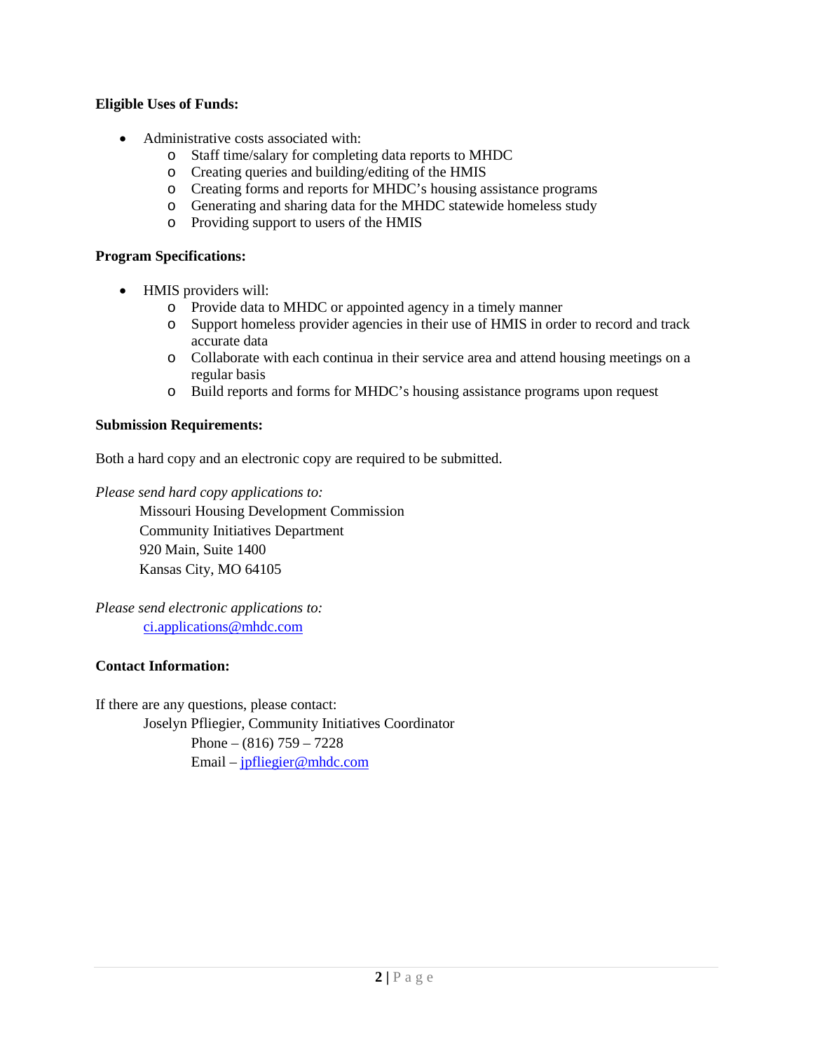**Eligible Uses of Funds:**

- Administrative costs associated with:
  - Staff time/salary for completing data reports to MHDC
  - Creating queries and building/editing of the HMIS
  - Creating forms and reports for MHDC's housing assistance programs
  - Generating and sharing data for the MHDC statewide homeless study
  - Providing support to users of the HMIS

**Program Specifications:**

- HMIS providers will:
  - Provide data to MHDC or appointed agency in a timely manner
  - Support homeless provider agencies in their use of HMIS in order to record and track accurate data
  - Collaborate with each continua in their service area and attend housing meetings on a regular basis
  - Build reports and forms for MHDC's housing assistance programs upon request

**Submission Requirements:**

Both a hard copy and an electronic copy are required to be submitted.

*Please send hard copy applications to:*

Missouri Housing Development Commission
Community Initiatives Department
920 Main, Suite 1400
Kansas City, MO 64105

*Please send electronic applications to:*

ci.applications@mhdc.com

**Contact Information:**

If there are any questions, please contact:

Joselyn Pfliegier, Community Initiatives Coordinator
Phone – (816) 759 – 7228
Email – jpfliegier@mhdc.com